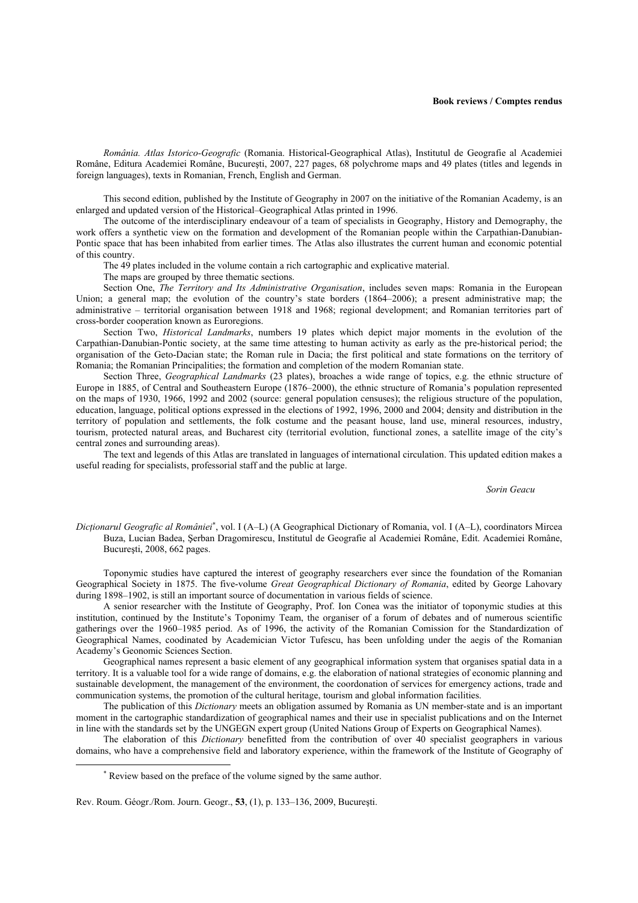**Book reviews / Comptes rendus**

*România. Atlas Istorico-Geografic* (Romania. Historical-Geographical Atlas), Institutul de Geografie al Academiei Române, Editura Academiei Române, Bucureşti, 2007, 227 pages, 68 polychrome maps and 49 plates (titles and legends in foreign languages), texts in Romanian, French, English and German.

This second edition, published by the Institute of Geography in 2007 on the initiative of the Romanian Academy, is an enlarged and updated version of the Historical–Geographical Atlas printed in 1996.

The outcome of the interdisciplinary endeavour of a team of specialists in Geography, History and Demography, the work offers a synthetic view on the formation and development of the Romanian people within the Carpathian-Danubian-Pontic space that has been inhabited from earlier times. The Atlas also illustrates the current human and economic potential of this country.

The 49 plates included in the volume contain a rich cartographic and explicative material.

The maps are grouped by three thematic sections.

Section One, *The Territory and Its Administrative Organisation*, includes seven maps: Romania in the European Union; a general map; the evolution of the country's state borders (1864–2006); a present administrative map; the administrative – territorial organisation between 1918 and 1968; regional development; and Romanian territories part of cross-border cooperation known as Euroregions.

Section Two, *Historical Landmarks*, numbers 19 plates which depict major moments in the evolution of the Carpathian-Danubian-Pontic society, at the same time attesting to human activity as early as the pre-historical period; the organisation of the Geto-Dacian state; the Roman rule in Dacia; the first political and state formations on the territory of Romania; the Romanian Principalities; the formation and completion of the modern Romanian state.

Section Three, *Geographical Landmarks* (23 plates), broaches a wide range of topics, e.g. the ethnic structure of Europe in 1885, of Central and Southeastern Europe (1876–2000), the ethnic structure of Romania's population represented on the maps of 1930, 1966, 1992 and 2002 (source: general population censuses); the religious structure of the population, education, language, political options expressed in the elections of 1992, 1996, 2000 and 2004; density and distribution in the territory of population and settlements, the folk costume and the peasant house, land use, mineral resources, industry, tourism, protected natural areas, and Bucharest city (territorial evolution, functional zones, a satellite image of the city's central zones and surrounding areas).

The text and legends of this Atlas are translated in languages of international circulation. This updated edition makes a useful reading for specialists, professorial staff and the public at large.

*Sorin Geacu*

*Dicționarul Geografic al României*[*], vol. I (A–L) (A Geographical Dictionary of Romania, vol. I (A–L), coordinators Mircea Buza, Lucian Badea, Şerban Dragomirescu, Institutul de Geografie al Academiei Române, Edit. Academiei Române, Bucureşti, 2008, 662 pages.

Toponymic studies have captured the interest of geography researchers ever since the foundation of the Romanian Geographical Society in 1875. The five-volume *Great Geographical Dictionary of Romania*, edited by George Lahovary during 1898–1902, is still an important source of documentation in various fields of science.

A senior researcher with the Institute of Geography, Prof. Ion Conea was the initiator of toponymic studies at this institution, continued by the Institute's Toponimy Team, the organiser of a forum of debates and of numerous scientific gatherings over the 1960–1985 period. As of 1996, the activity of the Romanian Comission for the Standardization of Geographical Names, coodinated by Academician Victor Tufescu, has been unfolding under the aegis of the Romanian Academy's Geonomic Sciences Section.

Geographical names represent a basic element of any geographical information system that organises spatial data in a territory. It is a valuable tool for a wide range of domains, e.g. the elaboration of national strategies of economic planning and sustainable development, the management of the environment, the coordonation of services for emergency actions, trade and communication systems, the promotion of the cultural heritage, tourism and global information facilities.

The publication of this *Dictionary* meets an obligation assumed by Romania as UN member-state and is an important moment in the cartographic standardization of geographical names and their use in specialist publications and on the Internet in line with the standards set by the UNGEGN expert group (United Nations Group of Experts on Geographical Names).

The elaboration of this *Dictionary* benefitted from the contribution of over 40 specialist geographers in various domains, who have a comprehensive field and laboratory experience, within the framework of the Institute of Geography of

[*] Review based on the preface of the volume signed by the same author.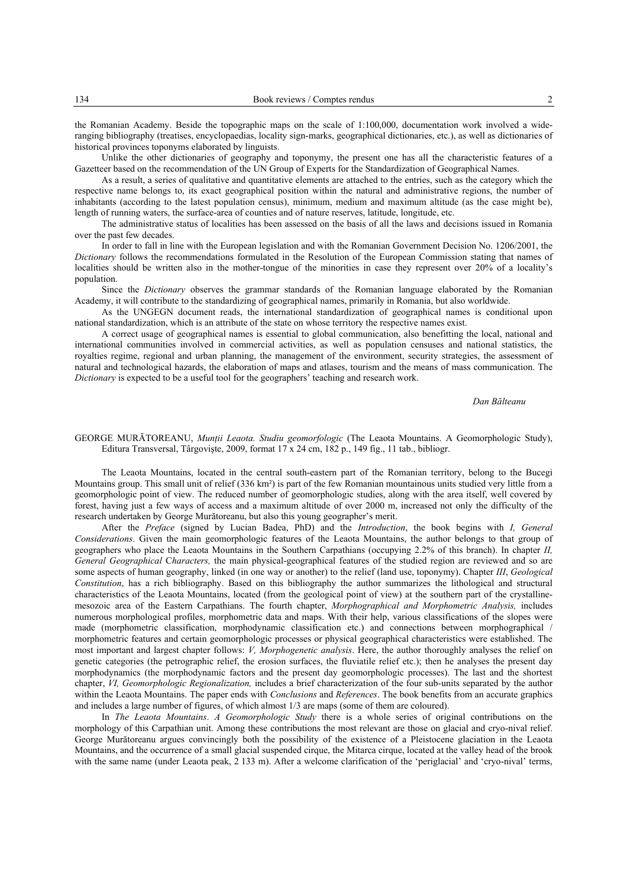the Romanian Academy. Beside the topographic maps on the scale of 1:100,000, documentation work involved a wide-ranging bibliography (treatises, encyclopaedias, locality sign-marks, geographical dictionaries, etc.), as well as dictionaries of historical provinces toponyms elaborated by linguists.

Unlike the other dictionaries of geography and toponymy, the present one has all the characteristic features of a Gazetteer based on the recommendation of the UN Group of Experts for the Standardization of Geographical Names.

As a result, a series of qualitative and quantitative elements are attached to the entries, such as the category which the respective name belongs to, its exact geographical position within the natural and administrative regions, the number of inhabitants (according to the latest population census), minimum, medium and maximum altitude (as the case might be), length of running waters, the surface-area of counties and of nature reserves, latitude, longitude, etc.

The administrative status of localities has been assessed on the basis of all the laws and decisions issued in Romania over the past few decades.

In order to fall in line with the European legislation and with the Romanian Government Decision No. 1206/2001, the *Dictionary* follows the recommendations formulated in the Resolution of the European Commission stating that names of localities should be written also in the mother-tongue of the minorities in case they represent over 20% of a locality's population.

Since the *Dictionary* observes the grammar standards of the Romanian language elaborated by the Romanian Academy, it will contribute to the standardizing of geographical names, primarily in Romania, but also worldwide.

As the UNGEGN document reads, the international standardization of geographical names is conditional upon national standardization, which is an attribute of the state on whose territory the respective names exist.

A correct usage of geographical names is essential to global communication, also benefitting the local, national and international communities involved in commercial activities, as well as population censuses and national statistics, the royalties regime, regional and urban planning, the management of the environment, security strategies, the assessment of natural and technological hazards, the elaboration of maps and atlases, tourism and the means of mass communication. The *Dictionary* is expected to be a useful tool for the geographers' teaching and research work.

*Dan Bălteanu*

GEORGE MURĂTOREANU, *Munții Leaota. Studiu geomorfologic* (The Leaota Mountains. A Geomorphologic Study), Editura Transversal, Târgoviște, 2009, format 17 x 24 cm, 182 p., 149 fig., 11 tab., bibliogr.

The Leaota Mountains, located in the central south-eastern part of the Romanian territory, belong to the Bucegi Mountains group. This small unit of relief (336 km²) is part of the few Romanian mountainous units studied very little from a geomorphologic point of view. The reduced number of geomorphologic studies, along with the area itself, well covered by forest, having just a few ways of access and a maximum altitude of over 2000 m, increased not only the difficulty of the research undertaken by George Murătoreanu, but also this young geographer's merit.

After the *Preface* (signed by Lucian Badea, PhD) and the *Introduction*, the book begins with *I, General Considerations*. Given the main geomorphologic features of the Leaota Mountains, the author belongs to that group of geographers who place the Leaota Mountains in the Southern Carpathians (occupying 2.2% of this branch). In chapter *II, General Geographical Characters,* the main physical-geographical features of the studied region are reviewed and so are some aspects of human geography, linked (in one way or another) to the relief (land use, toponymy). Chapter *III*, *Geological Constitution*, has a rich bibliography. Based on this bibliography the author summarizes the lithological and structural characteristics of the Leaota Mountains, located (from the geological point of view) at the southern part of the crystalline-mesozoic area of the Eastern Carpathians. The fourth chapter, *Morphographical and Morphometric Analysis,* includes numerous morphological profiles, morphometric data and maps. With their help, various classifications of the slopes were made (morphometric classification, morphodynamic classification etc.) and connections between morphographical / morphometric features and certain geomorphologic processes or physical geographical characteristics were established. The most important and largest chapter follows: *V, Morphogenetic analysis*. Here, the author thoroughly analyses the relief on genetic categories (the petrographic relief, the erosion surfaces, the fluviatile relief etc.); then he analyses the present day morphodynamics (the morphodynamic factors and the present day geomorphologic processes). The last and the shortest chapter, *VI, Geomorphologic Regionalization,* includes a brief characterization of the four sub-units separated by the author within the Leaota Mountains. The paper ends with *Conclusions* and *References*. The book benefits from an accurate graphics and includes a large number of figures, of which almost 1/3 are maps (some of them are coloured).

In *The Leaota Mountains*. *A Geomorphologic Study* there is a whole series of original contributions on the morphology of this Carpathian unit. Among these contributions the most relevant are those on glacial and cryo-nival relief. George Murătoreanu argues convincingly both the possibility of the existence of a Pleistocene glaciation in the Leaota Mountains, and the occurrence of a small glacial suspended cirque, the Mitarca cirque, located at the valley head of the brook with the same name (under Leaota peak, 2 133 m). After a welcome clarification of the 'periglacial' and 'cryo-nival' terms,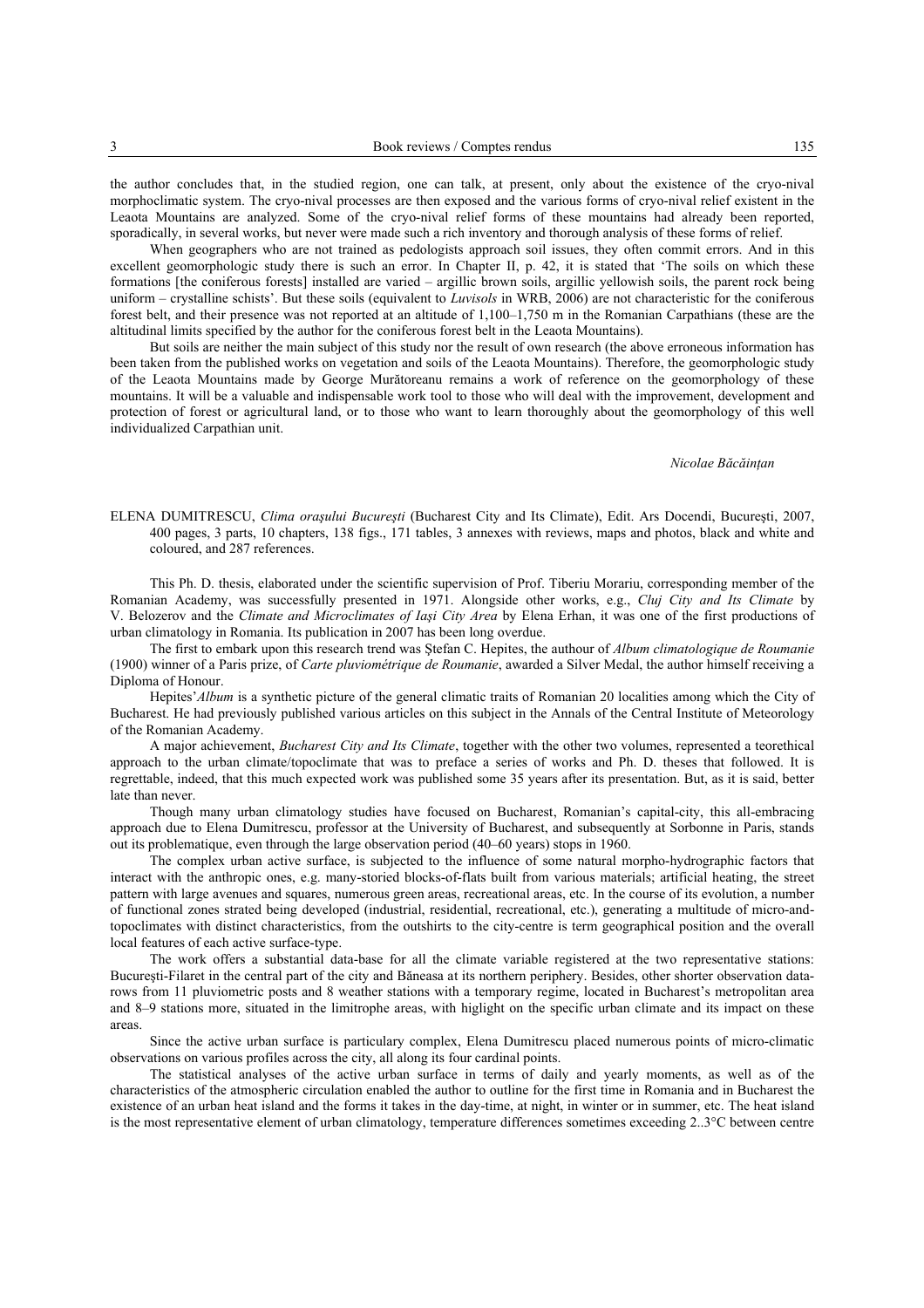the author concludes that, in the studied region, one can talk, at present, only about the existence of the cryo-nival morphoclimatic system. The cryo-nival processes are then exposed and the various forms of cryo-nival relief existent in the Leaota Mountains are analyzed. Some of the cryo-nival relief forms of these mountains had already been reported, sporadically, in several works, but never were made such a rich inventory and thorough analysis of these forms of relief.

When geographers who are not trained as pedologists approach soil issues, they often commit errors. And in this excellent geomorphologic study there is such an error. In Chapter II, p. 42, it is stated that 'The soils on which these formations [the coniferous forests] installed are varied – argillic brown soils, argillic yellowish soils, the parent rock being uniform – crystalline schists'. But these soils (equivalent to *Luvisols* in WRB, 2006) are not characteristic for the coniferous forest belt, and their presence was not reported at an altitude of 1,100–1,750 m in the Romanian Carpathians (these are the altitudinal limits specified by the author for the coniferous forest belt in the Leaota Mountains).

But soils are neither the main subject of this study nor the result of own research (the above erroneous information has been taken from the published works on vegetation and soils of the Leaota Mountains). Therefore, the geomorphologic study of the Leaota Mountains made by George Murătoreanu remains a work of reference on the geomorphology of these mountains. It will be a valuable and indispensable work tool to those who will deal with the improvement, development and protection of forest or agricultural land, or to those who want to learn thoroughly about the geomorphology of this well individualized Carpathian unit.

*Nicolae Băcăinţan*

ELENA DUMITRESCU, *Clima oraşului Bucureşti* (Bucharest City and Its Climate), Edit. Ars Docendi, Bucureşti, 2007, 400 pages, 3 parts, 10 chapters, 138 figs., 171 tables, 3 annexes with reviews, maps and photos, black and white and coloured, and 287 references.

This Ph. D. thesis, elaborated under the scientific supervision of Prof. Tiberiu Morariu, corresponding member of the Romanian Academy, was successfully presented in 1971. Alongside other works, e.g., *Cluj City and Its Climate* by V. Belozerov and the *Climate and Microclimates of Iaşi City Area* by Elena Erhan, it was one of the first productions of urban climatology in Romania. Its publication in 2007 has been long overdue.

The first to embark upon this research trend was Ştefan C. Hepites, the authour of *Album climatologique de Roumanie* (1900) winner of a Paris prize, of *Carte pluviométrique de Roumanie*, awarded a Silver Medal, the author himself receiving a Diploma of Honour.

Hepites'*Album* is a synthetic picture of the general climatic traits of Romanian 20 localities among which the City of Bucharest. He had previously published various articles on this subject in the Annals of the Central Institute of Meteorology of the Romanian Academy.

A major achievement, *Bucharest City and Its Climate*, together with the other two volumes, represented a teorethical approach to the urban climate/topoclimate that was to preface a series of works and Ph. D. theses that followed. It is regrettable, indeed, that this much expected work was published some 35 years after its presentation. But, as it is said, better late than never.

Though many urban climatology studies have focused on Bucharest, Romanian's capital-city, this all-embracing approach due to Elena Dumitrescu, professor at the University of Bucharest, and subsequently at Sorbonne in Paris, stands out its problematique, even through the large observation period (40–60 years) stops in 1960.

The complex urban active surface, is subjected to the influence of some natural morpho-hydrographic factors that interact with the anthropic ones, e.g. many-storied blocks-of-flats built from various materials; artificial heating, the street pattern with large avenues and squares, numerous green areas, recreational areas, etc. In the course of its evolution, a number of functional zones strated being developed (industrial, residential, recreational, etc.), generating a multitude of micro-and-topoclimates with distinct characteristics, from the outshirts to the city-centre is term geographical position and the overall local features of each active surface-type.

The work offers a substantial data-base for all the climate variable registered at the two representative stations: Bucureşti-Filaret in the central part of the city and Băneasa at its northern periphery. Besides, other shorter observation data-rows from 11 pluviometric posts and 8 weather stations with a temporary regime, located in Bucharest's metropolitan area and 8–9 stations more, situated in the limitrophe areas, with higlight on the specific urban climate and its impact on these areas.

Since the active urban surface is particulary complex, Elena Dumitrescu placed numerous points of micro-climatic observations on various profiles across the city, all along its four cardinal points.

The statistical analyses of the active urban surface in terms of daily and yearly moments, as well as of the characteristics of the atmospheric circulation enabled the author to outline for the first time in Romania and in Bucharest the existence of an urban heat island and the forms it takes in the day-time, at night, in winter or in summer, etc. The heat island is the most representative element of urban climatology, temperature differences sometimes exceeding 2..3°C between centre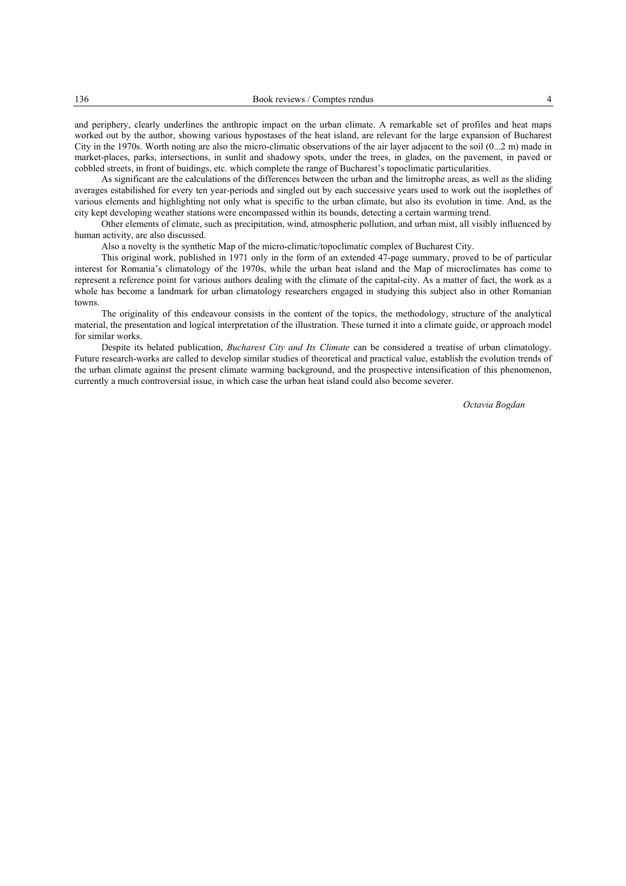and periphery, clearly underlines the anthropic impact on the urban climate. A remarkable set of profiles and heat maps worked out by the author, showing various hypostases of the heat island, are relevant for the large expansion of Bucharest City in the 1970s. Worth noting are also the micro-climatic observations of the air layer adjacent to the soil (0...2 m) made in market-places, parks, intersections, in sunlit and shadowy spots, under the trees, in glades, on the pavement, in paved or cobbled streets, in front of buidings, etc. which complete the range of Bucharest's topoclimatic particularities.

As significant are the calculations of the differences between the urban and the limitrophe areas, as well as the sliding averages estabilished for every ten year-periods and singled out by each successive years used to work out the isoplethes of various elements and highlighting not only what is specific to the urban climate, but also its evolution in time. And, as the city kept developing weather stations were encompassed within its bounds, detecting a certain warming trend.

Other elements of climate, such as precipitation, wind, atmospheric pollution, and urban mist, all visibly influenced by human activity, are also discussed.

Also a novelty is the synthetic Map of the micro-climatic/topoclimatic complex of Bucharest City.

This original work, published in 1971 only in the form of an extended 47-page summary, proved to be of particular interest for Romania's climatology of the 1970s, while the urban heat island and the Map of microclimates has come to represent a reference point for various authors dealing with the climate of the capital-city. As a matter of fact, the work as a whole has become a landmark for urban climatology researchers engaged in studying this subject also in other Romanian towns.

The originality of this endeavour consists in the content of the topics, the methodology, structure of the analytical material, the presentation and logical interpretation of the illustration. These turned it into a climate guide, or approach model for similar works.

Despite its belated publication, *Bucharest City and Its Climate* can be considered a treatise of urban climatology. Future research-works are called to develop similar studies of theoretical and practical value, establish the evolution trends of the urban climate against the present climate warming background, and the prospective intensification of this phenomenon, currently a much controversial issue, in which case the urban heat island could also become severer.

*Octavia Bogdan*